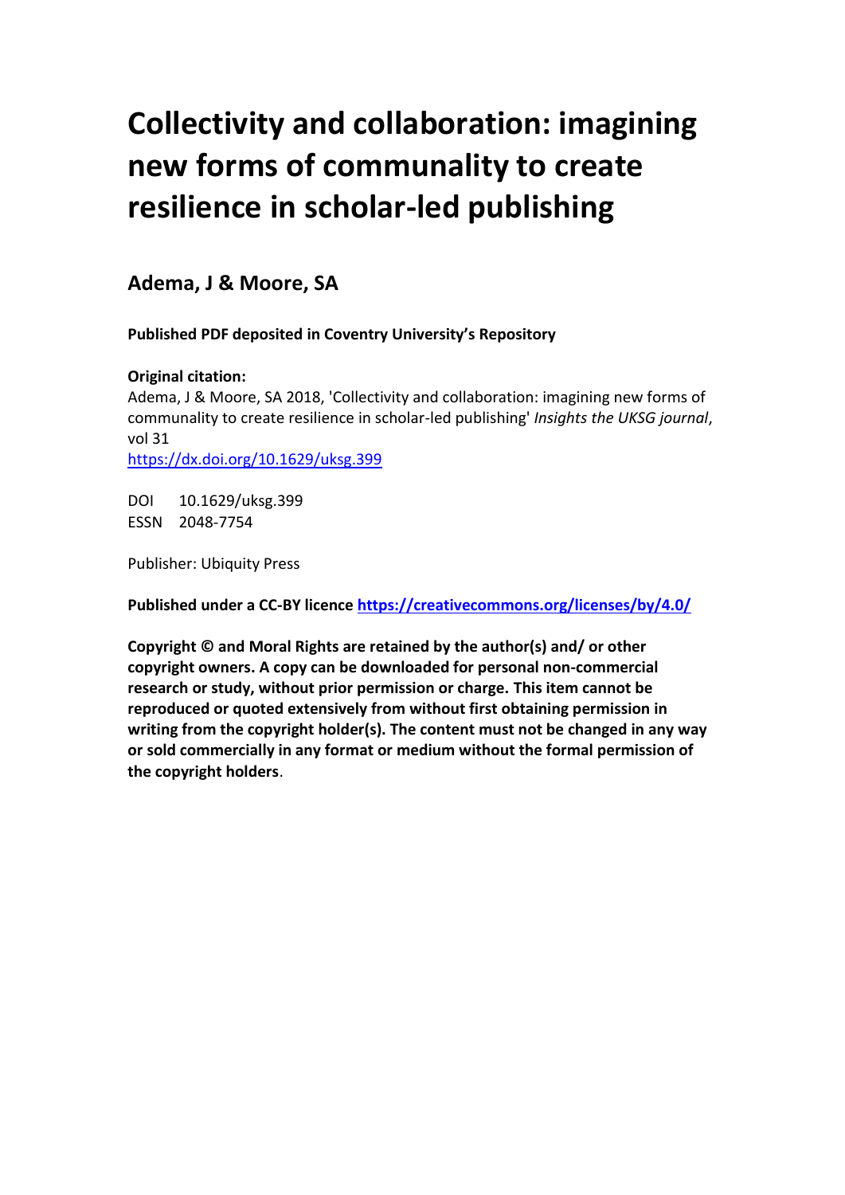# Collectivity and collaboration: imagining new forms of communality to create resilience in scholar-led publishing

## Adema, J & Moore, SA

**Published PDF deposited in Coventry University's Repository**

**Original citation:**
Adema, J & Moore, SA 2018, 'Collectivity and collaboration: imagining new forms of communality to create resilience in scholar-led publishing' *Insights the UKSG journal*, vol 31
https://dx.doi.org/10.1629/uksg.399

DOI 10.1629/uksg.399
ESSN 2048-7754

Publisher: Ubiquity Press

**Published under a CC-BY licence https://creativecommons.org/licenses/by/4.0/**

**Copyright © and Moral Rights are retained by the author(s) and/ or other copyright owners. A copy can be downloaded for personal non-commercial research or study, without prior permission or charge. This item cannot be reproduced or quoted extensively from without first obtaining permission in writing from the copyright holder(s). The content must not be changed in any way or sold commercially in any format or medium without the formal permission of the copyright holders**.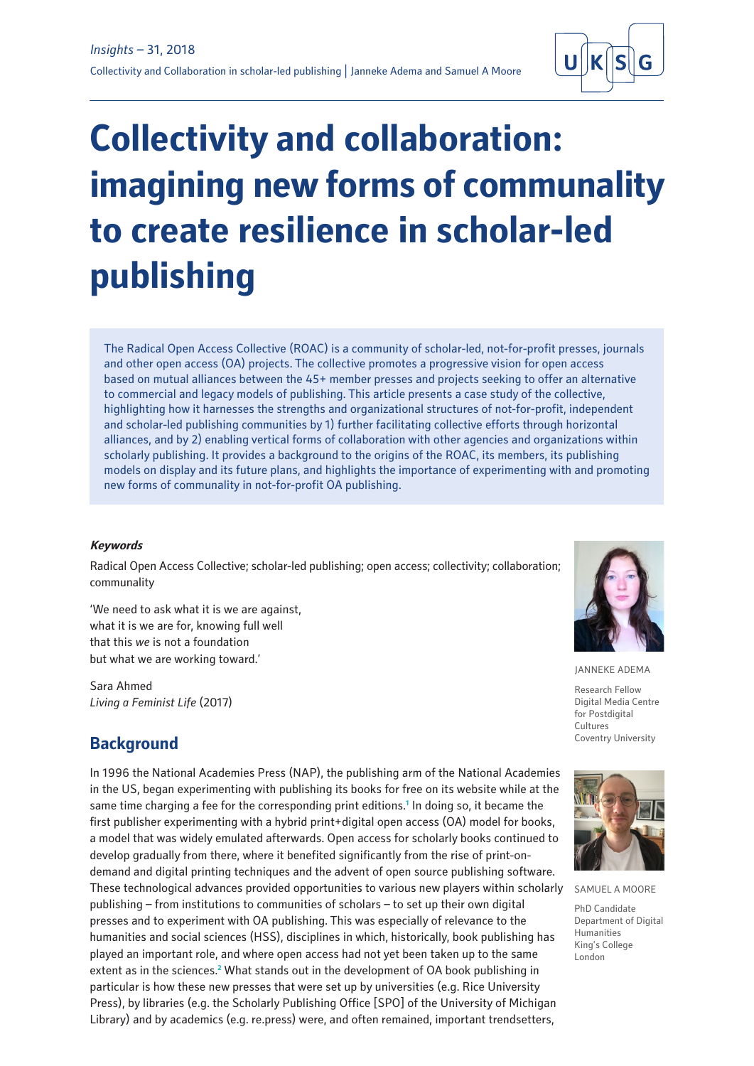# Collectivity and collaboration: imagining new forms of communality to create resilience in scholar-led publishing

The Radical Open Access Collective (ROAC) is a community of scholar-led, not-for-profit presses, journals and other open access (OA) projects. The collective promotes a progressive vision for open access based on mutual alliances between the 45+ member presses and projects seeking to offer an alternative to commercial and legacy models of publishing. This article presents a case study of the collective, highlighting how it harnesses the strengths and organizational structures of not-for-profit, independent and scholar-led publishing communities by 1) further facilitating collective efforts through horizontal alliances, and by 2) enabling vertical forms of collaboration with other agencies and organizations within scholarly publishing. It provides a background to the origins of the ROAC, its members, its publishing models on display and its future plans, and highlights the importance of experimenting with and promoting new forms of communality in not-for-profit OA publishing.

***Keywords***

Radical Open Access Collective; scholar-led publishing; open access; collectivity; collaboration; communality

'We need to ask what it is we are against,
what it is we are for, knowing full well
that this *we* is not a foundation
but what we are working toward.'

Sara Ahmed
*Living a Feminist Life* (2017)

JANNEKE ADEMA

Research Fellow
Digital Media Centre for Postdigital Cultures
Coventry University

SAMUEL A MOORE

PhD Candidate
Department of Digital Humanities
King's College London

## Background

In 1996 the National Academies Press (NAP), the publishing arm of the National Academies in the US, began experimenting with publishing its books for free on its website while at the same time charging a fee for the corresponding print editions.[1] In doing so, it became the first publisher experimenting with a hybrid print+digital open access (OA) model for books, a model that was widely emulated afterwards. Open access for scholarly books continued to develop gradually from there, where it benefited significantly from the rise of print-on-demand and digital printing techniques and the advent of open source publishing software. These technological advances provided opportunities to various new players within scholarly publishing – from institutions to communities of scholars – to set up their own digital presses and to experiment with OA publishing. This was especially of relevance to the humanities and social sciences (HSS), disciplines in which, historically, book publishing has played an important role, and where open access had not yet been taken up to the same extent as in the sciences.[2] What stands out in the development of OA book publishing in particular is how these new presses that were set up by universities (e.g. Rice University Press), by libraries (e.g. the Scholarly Publishing Office [SPO] of the University of Michigan Library) and by academics (e.g. re.press) were, and often remained, important trendsetters,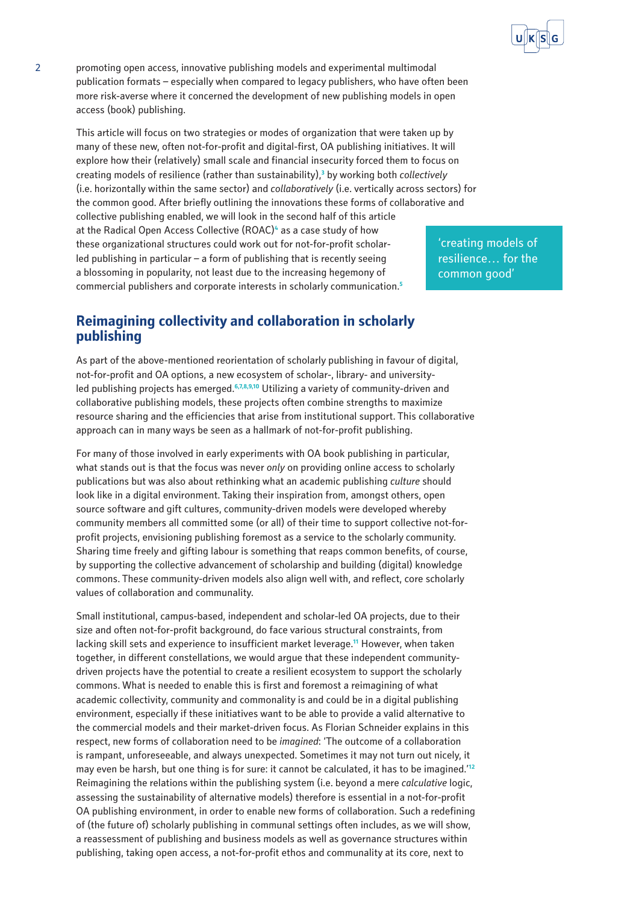promoting open access, innovative publishing models and experimental multimodal publication formats – especially when compared to legacy publishers, who have often been more risk-averse where it concerned the development of new publishing models in open access (book) publishing.

This article will focus on two strategies or modes of organization that were taken up by many of these new, often not-for-profit and digital-first, OA publishing initiatives. It will explore how their (relatively) small scale and financial insecurity forced them to focus on creating models of resilience (rather than sustainability),[3] by working both *collectively* (i.e. horizontally within the same sector) and *collaboratively* (i.e. vertically across sectors) for the common good. After briefly outlining the innovations these forms of collaborative and collective publishing enabled, we will look in the second half of this article at the Radical Open Access Collective (ROAC)[4] as a case study of how these organizational structures could work out for not-for-profit scholar-led publishing in particular – a form of publishing that is recently seeing a blossoming in popularity, not least due to the increasing hegemony of commercial publishers and corporate interests in scholarly communication.[5]

'creating models of resilience… for the common good'

## Reimagining collectivity and collaboration in scholarly publishing

As part of the above-mentioned reorientation of scholarly publishing in favour of digital, not-for-profit and OA options, a new ecosystem of scholar-, library- and university-led publishing projects has emerged.[6,7,8,9,10] Utilizing a variety of community-driven and collaborative publishing models, these projects often combine strengths to maximize resource sharing and the efficiencies that arise from institutional support. This collaborative approach can in many ways be seen as a hallmark of not-for-profit publishing.

For many of those involved in early experiments with OA book publishing in particular, what stands out is that the focus was never *only* on providing online access to scholarly publications but was also about rethinking what an academic publishing *culture* should look like in a digital environment. Taking their inspiration from, amongst others, open source software and gift cultures, community-driven models were developed whereby community members all committed some (or all) of their time to support collective not-for-profit projects, envisioning publishing foremost as a service to the scholarly community. Sharing time freely and gifting labour is something that reaps common benefits, of course, by supporting the collective advancement of scholarship and building (digital) knowledge commons. These community-driven models also align well with, and reflect, core scholarly values of collaboration and communality.

Small institutional, campus-based, independent and scholar-led OA projects, due to their size and often not-for-profit background, do face various structural constraints, from lacking skill sets and experience to insufficient market leverage.[11] However, when taken together, in different constellations, we would argue that these independent community-driven projects have the potential to create a resilient ecosystem to support the scholarly commons. What is needed to enable this is first and foremost a reimagining of what academic collectivity, community and commonality is and could be in a digital publishing environment, especially if these initiatives want to be able to provide a valid alternative to the commercial models and their market-driven focus. As Florian Schneider explains in this respect, new forms of collaboration need to be *imagined*: 'The outcome of a collaboration is rampant, unforeseeable, and always unexpected. Sometimes it may not turn out nicely, it may even be harsh, but one thing is for sure: it cannot be calculated, it has to be imagined.'[12] Reimagining the relations within the publishing system (i.e. beyond a mere *calculative* logic, assessing the sustainability of alternative models) therefore is essential in a not-for-profit OA publishing environment, in order to enable new forms of collaboration. Such a redefining of (the future of) scholarly publishing in communal settings often includes, as we will show, a reassessment of publishing and business models as well as governance structures within publishing, taking open access, a not-for-profit ethos and communality at its core, next to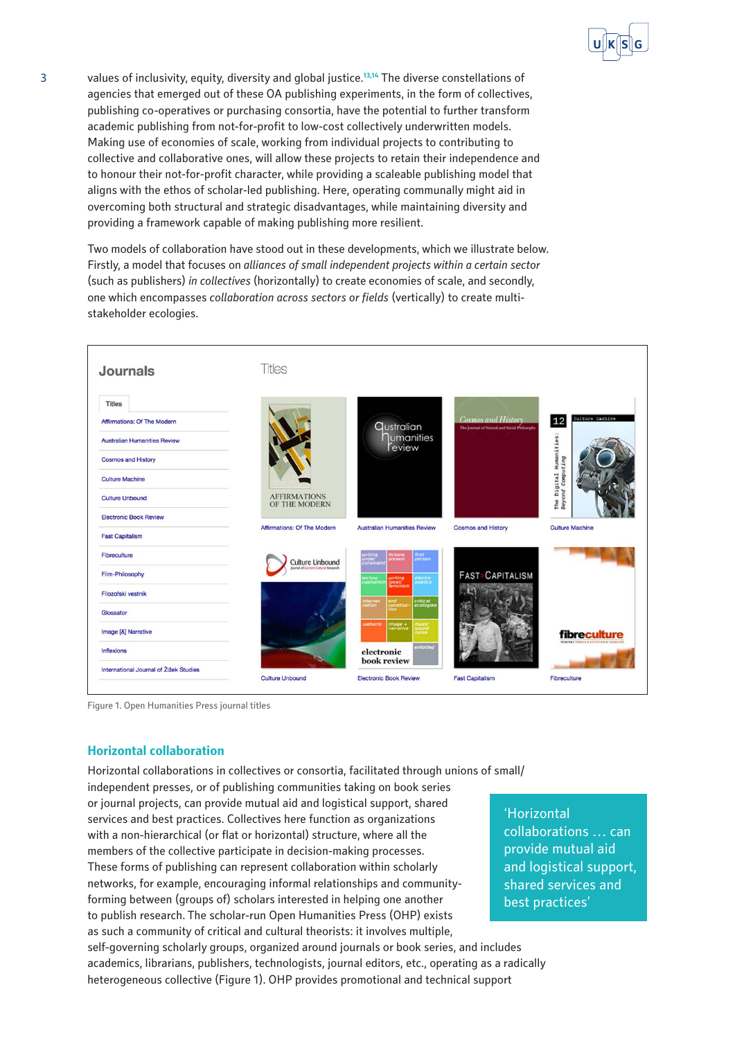values of inclusivity, equity, diversity and global justice.[13,14] The diverse constellations of agencies that emerged out of these OA publishing experiments, in the form of collectives, publishing co-operatives or purchasing consortia, have the potential to further transform academic publishing from not-for-profit to low-cost collectively underwritten models. Making use of economies of scale, working from individual projects to contributing to collective and collaborative ones, will allow these projects to retain their independence and to honour their not-for-profit character, while providing a scaleable publishing model that aligns with the ethos of scholar-led publishing. Here, operating communally might aid in overcoming both structural and strategic disadvantages, while maintaining diversity and providing a framework capable of making publishing more resilient.

Two models of collaboration have stood out in these developments, which we illustrate below. Firstly, a model that focuses on *alliances of small independent projects within a certain sector* (such as publishers) *in collectives* (horizontally) to create economies of scale, and secondly, one which encompasses *collaboration across sectors or fields* (vertically) to create multi-stakeholder ecologies.

Figure 1. Open Humanities Press journal titles

## Horizontal collaboration

Horizontal collaborations in collectives or consortia, facilitated through unions of small/independent presses, or of publishing communities taking on book series or journal projects, can provide mutual aid and logistical support, shared services and best practices. Collectives here function as organizations with a non-hierarchical (or flat or horizontal) structure, where all the members of the collective participate in decision-making processes. These forms of publishing can represent collaboration within scholarly networks, for example, encouraging informal relationships and community-forming between (groups of) scholars interested in helping one another to publish research. The scholar-run Open Humanities Press (OHP) exists as such a community of critical and cultural theorists: it involves multiple, self-governing scholarly groups, organized around journals or book series, and includes academics, librarians, publishers, technologists, journal editors, etc., operating as a radically heterogeneous collective (Figure 1). OHP provides promotional and technical support

> 'Horizontal collaborations … can provide mutual aid and logistical support, shared services and best practices'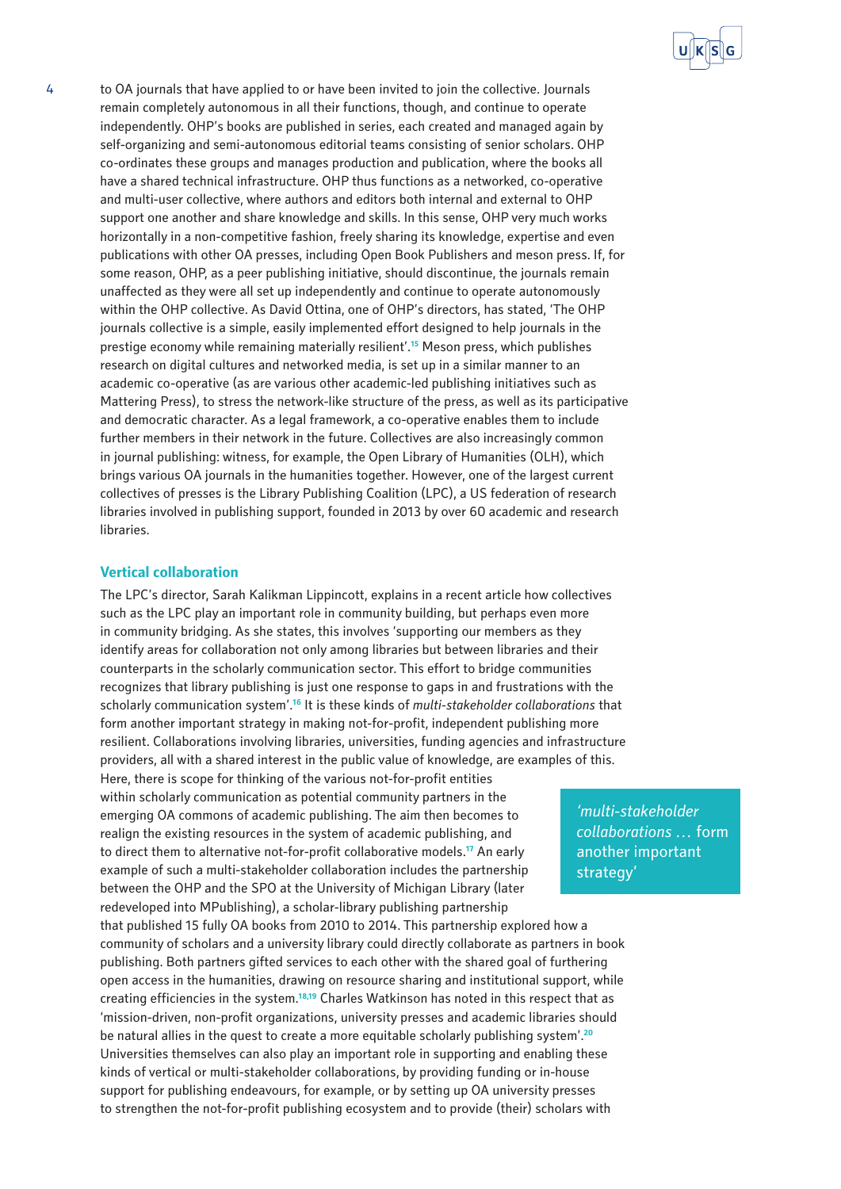to OA journals that have applied to or have been invited to join the collective. Journals remain completely autonomous in all their functions, though, and continue to operate independently. OHP's books are published in series, each created and managed again by self-organizing and semi-autonomous editorial teams consisting of senior scholars. OHP co-ordinates these groups and manages production and publication, where the books all have a shared technical infrastructure. OHP thus functions as a networked, co-operative and multi-user collective, where authors and editors both internal and external to OHP support one another and share knowledge and skills. In this sense, OHP very much works horizontally in a non-competitive fashion, freely sharing its knowledge, expertise and even publications with other OA presses, including Open Book Publishers and meson press. If, for some reason, OHP, as a peer publishing initiative, should discontinue, the journals remain unaffected as they were all set up independently and continue to operate autonomously within the OHP collective. As David Ottina, one of OHP's directors, has stated, 'The OHP journals collective is a simple, easily implemented effort designed to help journals in the prestige economy while remaining materially resilient'.[15] Meson press, which publishes research on digital cultures and networked media, is set up in a similar manner to an academic co-operative (as are various other academic-led publishing initiatives such as Mattering Press), to stress the network-like structure of the press, as well as its participative and democratic character. As a legal framework, a co-operative enables them to include further members in their network in the future. Collectives are also increasingly common in journal publishing: witness, for example, the Open Library of Humanities (OLH), which brings various OA journals in the humanities together. However, one of the largest current collectives of presses is the Library Publishing Coalition (LPC), a US federation of research libraries involved in publishing support, founded in 2013 by over 60 academic and research libraries.

## Vertical collaboration

The LPC's director, Sarah Kalikman Lippincott, explains in a recent article how collectives such as the LPC play an important role in community building, but perhaps even more in community bridging. As she states, this involves 'supporting our members as they identify areas for collaboration not only among libraries but between libraries and their counterparts in the scholarly communication sector. This effort to bridge communities recognizes that library publishing is just one response to gaps in and frustrations with the scholarly communication system'.[16] It is these kinds of *multi-stakeholder collaborations* that form another important strategy in making not-for-profit, independent publishing more resilient. Collaborations involving libraries, universities, funding agencies and infrastructure providers, all with a shared interest in the public value of knowledge, are examples of this. Here, there is scope for thinking of the various not-for-profit entities within scholarly communication as potential community partners in the emerging OA commons of academic publishing. The aim then becomes to realign the existing resources in the system of academic publishing, and to direct them to alternative not-for-profit collaborative models.[17] An early example of such a multi-stakeholder collaboration includes the partnership between the OHP and the SPO at the University of Michigan Library (later redeveloped into MPublishing), a scholar-library publishing partnership that published 15 fully OA books from 2010 to 2014. This partnership explored how a community of scholars and a university library could directly collaborate as partners in book publishing. Both partners gifted services to each other with the shared goal of furthering open access in the humanities, drawing on resource sharing and institutional support, while creating efficiencies in the system.[18,19] Charles Watkinson has noted in this respect that as 'mission-driven, non-profit organizations, university presses and academic libraries should be natural allies in the quest to create a more equitable scholarly publishing system'.[20] Universities themselves can also play an important role in supporting and enabling these kinds of vertical or multi-stakeholder collaborations, by providing funding or in-house support for publishing endeavours, for example, or by setting up OA university presses to strengthen the not-for-profit publishing ecosystem and to provide (their) scholars with

> *'multi-stakeholder collaborations … form another important strategy'*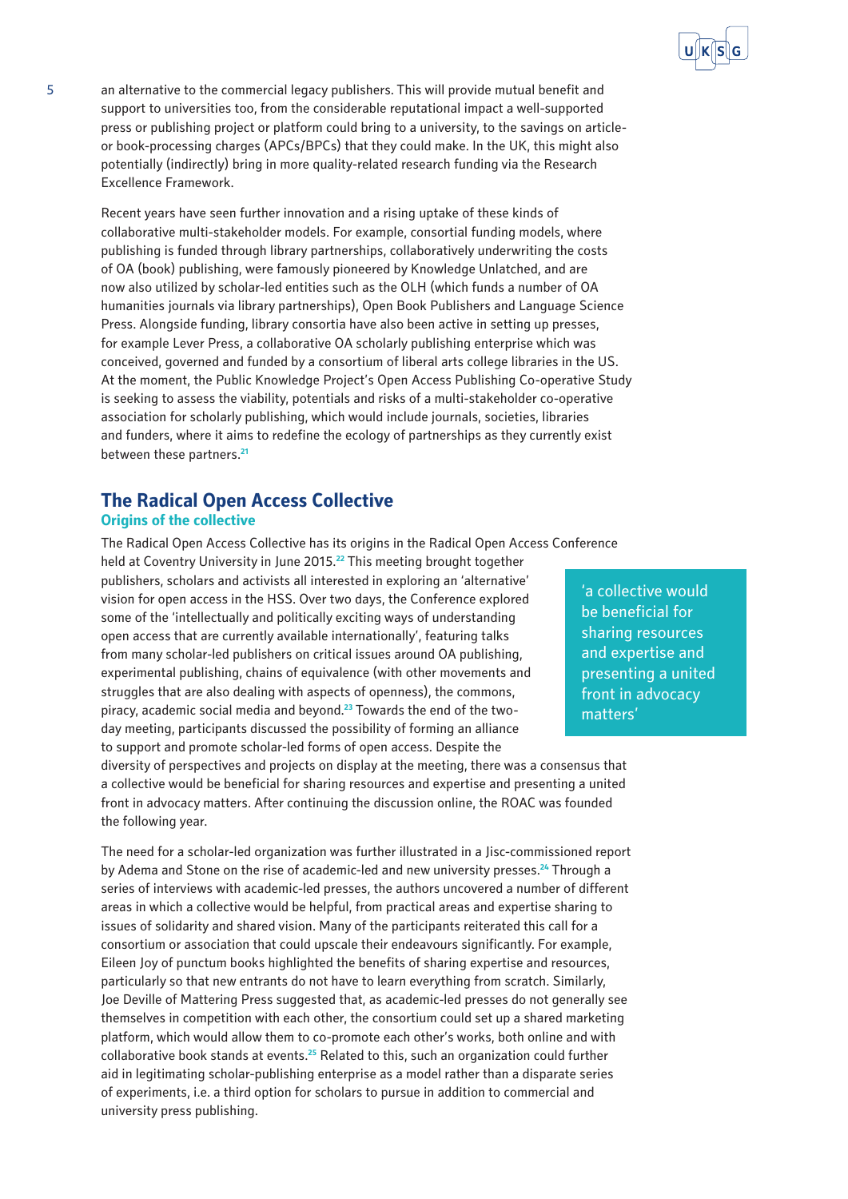an alternative to the commercial legacy publishers. This will provide mutual benefit and support to universities too, from the considerable reputational impact a well-supported press or publishing project or platform could bring to a university, to the savings on article- or book-processing charges (APCs/BPCs) that they could make. In the UK, this might also potentially (indirectly) bring in more quality-related research funding via the Research Excellence Framework.

Recent years have seen further innovation and a rising uptake of these kinds of collaborative multi-stakeholder models. For example, consortial funding models, where publishing is funded through library partnerships, collaboratively underwriting the costs of OA (book) publishing, were famously pioneered by Knowledge Unlatched, and are now also utilized by scholar-led entities such as the OLH (which funds a number of OA humanities journals via library partnerships), Open Book Publishers and Language Science Press. Alongside funding, library consortia have also been active in setting up presses, for example Lever Press, a collaborative OA scholarly publishing enterprise which was conceived, governed and funded by a consortium of liberal arts college libraries in the US. At the moment, the Public Knowledge Project's Open Access Publishing Co-operative Study is seeking to assess the viability, potentials and risks of a multi-stakeholder co-operative association for scholarly publishing, which would include journals, societies, libraries and funders, where it aims to redefine the ecology of partnerships as they currently exist between these partners.[21]

## The Radical Open Access Collective

### Origins of the collective

The Radical Open Access Collective has its origins in the Radical Open Access Conference held at Coventry University in June 2015.[22] This meeting brought together publishers, scholars and activists all interested in exploring an 'alternative' vision for open access in the HSS. Over two days, the Conference explored some of the 'intellectually and politically exciting ways of understanding open access that are currently available internationally', featuring talks from many scholar-led publishers on critical issues around OA publishing, experimental publishing, chains of equivalence (with other movements and struggles that are also dealing with aspects of openness), the commons, piracy, academic social media and beyond.[23] Towards the end of the two-day meeting, participants discussed the possibility of forming an alliance to support and promote scholar-led forms of open access. Despite the diversity of perspectives and projects on display at the meeting, there was a consensus that a collective would be beneficial for sharing resources and expertise and presenting a united front in advocacy matters. After continuing the discussion online, the ROAC was founded the following year.

> 'a collective would be beneficial for sharing resources and expertise and presenting a united front in advocacy matters'

The need for a scholar-led organization was further illustrated in a Jisc-commissioned report by Adema and Stone on the rise of academic-led and new university presses.[24] Through a series of interviews with academic-led presses, the authors uncovered a number of different areas in which a collective would be helpful, from practical areas and expertise sharing to issues of solidarity and shared vision. Many of the participants reiterated this call for a consortium or association that could upscale their endeavours significantly. For example, Eileen Joy of punctum books highlighted the benefits of sharing expertise and resources, particularly so that new entrants do not have to learn everything from scratch. Similarly, Joe Deville of Mattering Press suggested that, as academic-led presses do not generally see themselves in competition with each other, the consortium could set up a shared marketing platform, which would allow them to co-promote each other's works, both online and with collaborative book stands at events.[25] Related to this, such an organization could further aid in legitimating scholar-publishing enterprise as a model rather than a disparate series of experiments, i.e. a third option for scholars to pursue in addition to commercial and university press publishing.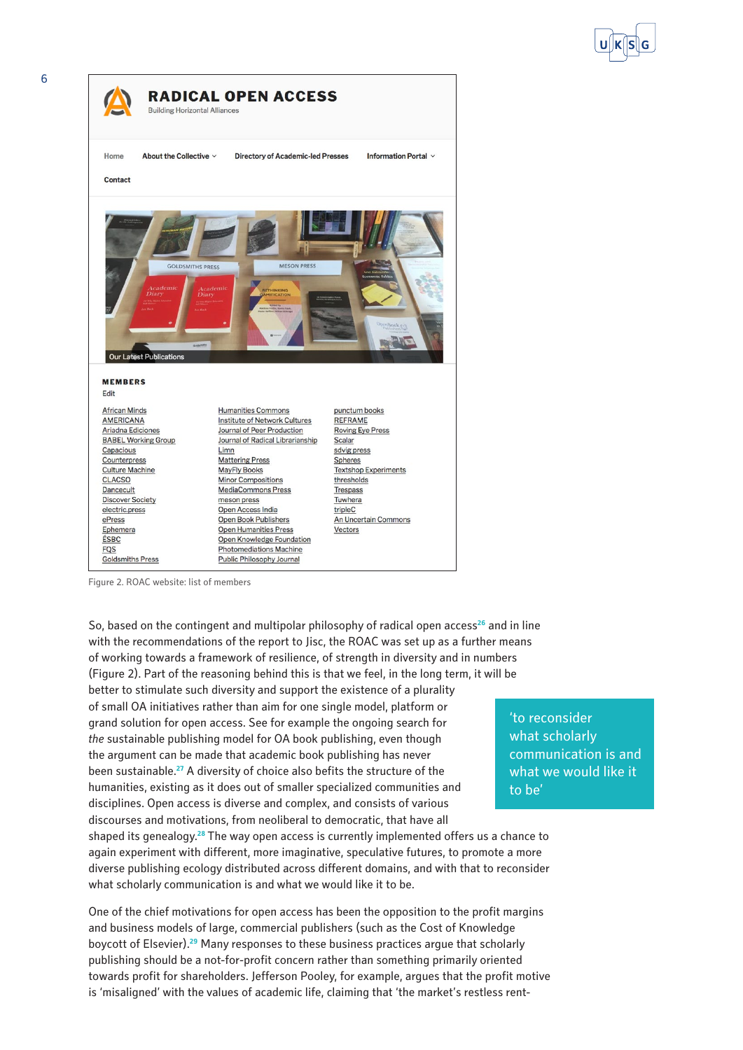# RADICAL OPEN ACCESS

Building Horizontal Alliances

Home | About the Collective | Directory of Academic-led Presses | Information Portal | Contact

Our Latest Publications

**MEMBERS**

Edit

African Minds
AMERICANA
Ariadna Ediciones
BABEL Working Group
Capacious
Counterpress
Culture Machine
CLACSO
Dancecult
Discover Society
electric.press
ePress
Ephemera
ÉSBC
FQS
Goldsmiths Press
Humanities Commons
Institute of Network Cultures
Journal of Peer Production
Journal of Radical Librarianship
Limn
Mattering Press
MayFly Books
Minor Compositions
MediaCommons Press
meson press
Open Access India
Open Book Publishers
Open Humanities Press
Open Knowledge Foundation
Photomediations Machine
Public Philosophy Journal
punctum books
REFRAME
Roving Eye Press
Scalar
sdvig press
Spheres
Textshop Experiments
thresholds
Trespass
Tuwhera
tripleC
An Uncertain Commons
Vectors

Figure 2. ROAC website: list of members

So, based on the contingent and multipolar philosophy of radical open access[26] and in line with the recommendations of the report to Jisc, the ROAC was set up as a further means of working towards a framework of resilience, of strength in diversity and in numbers (Figure 2). Part of the reasoning behind this is that we feel, in the long term, it will be better to stimulate such diversity and support the existence of a plurality of small OA initiatives rather than aim for one single model, platform or grand solution for open access. See for example the ongoing search for *the* sustainable publishing model for OA book publishing, even though the argument can be made that academic book publishing has never been sustainable.[27] A diversity of choice also befits the structure of the humanities, existing as it does out of smaller specialized communities and disciplines. Open access is diverse and complex, and consists of various discourses and motivations, from neoliberal to democratic, that have all shaped its genealogy.[28] The way open access is currently implemented offers us a chance to again experiment with different, more imaginative, speculative futures, to promote a more diverse publishing ecology distributed across different domains, and with that to reconsider what scholarly communication is and what we would like it to be.

> 'to reconsider what scholarly communication is and what we would like it to be'

One of the chief motivations for open access has been the opposition to the profit margins and business models of large, commercial publishers (such as the Cost of Knowledge boycott of Elsevier).[29] Many responses to these business practices argue that scholarly publishing should be a not-for-profit concern rather than something primarily oriented towards profit for shareholders. Jefferson Pooley, for example, argues that the profit motive is 'misaligned' with the values of academic life, claiming that 'the market's restless rent-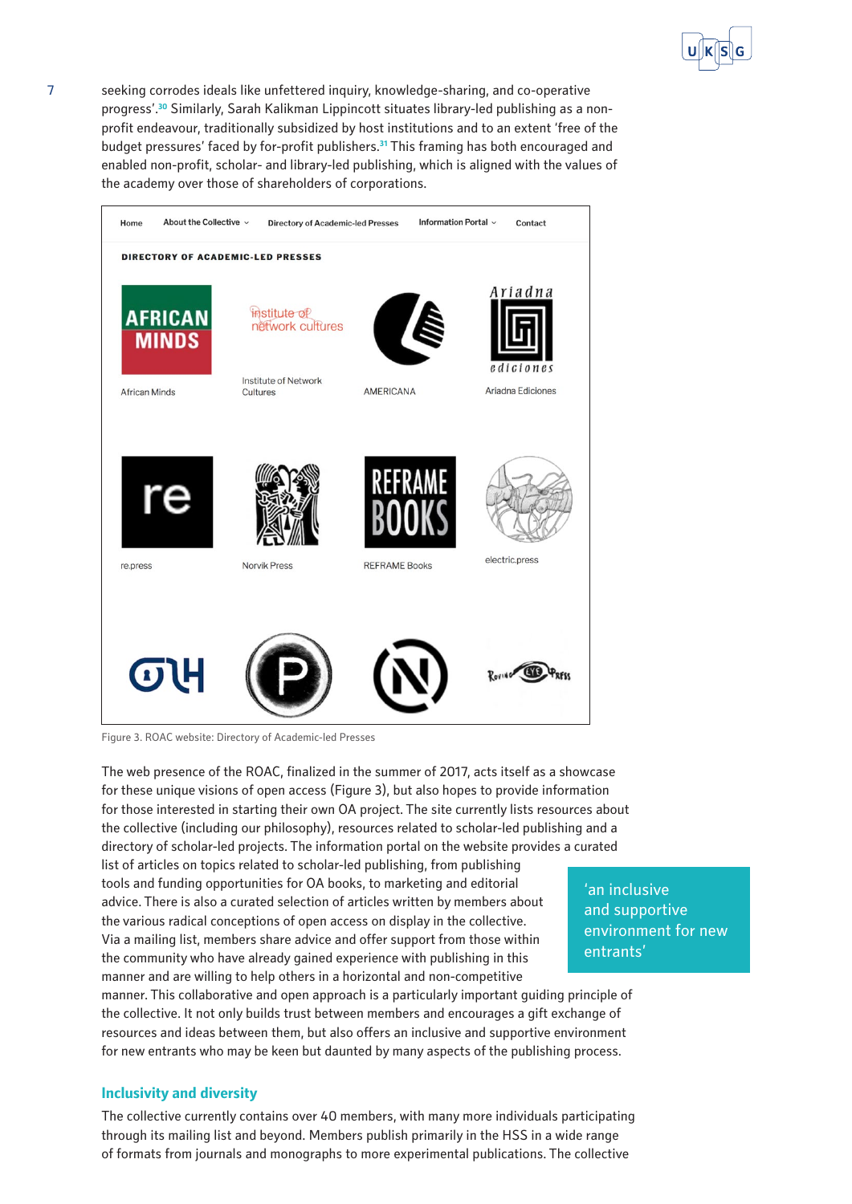seeking corrodes ideals like unfettered inquiry, knowledge-sharing, and co-operative progress'.[30] Similarly, Sarah Kalikman Lippincott situates library-led publishing as a non-profit endeavour, traditionally subsidized by host institutions and to an extent 'free of the budget pressures' faced by for-profit publishers.[31] This framing has both encouraged and enabled non-profit, scholar- and library-led publishing, which is aligned with the values of the academy over those of shareholders of corporations.

Figure 3. ROAC website: Directory of Academic-led Presses

The web presence of the ROAC, finalized in the summer of 2017, acts itself as a showcase for these unique visions of open access (Figure 3), but also hopes to provide information for those interested in starting their own OA project. The site currently lists resources about the collective (including our philosophy), resources related to scholar-led publishing and a directory of scholar-led projects. The information portal on the website provides a curated list of articles on topics related to scholar-led publishing, from publishing tools and funding opportunities for OA books, to marketing and editorial advice. There is also a curated selection of articles written by members about the various radical conceptions of open access on display in the collective. Via a mailing list, members share advice and offer support from those within the community who have already gained experience with publishing in this manner and are willing to help others in a horizontal and non-competitive manner. This collaborative and open approach is a particularly important guiding principle of the collective. It not only builds trust between members and encourages a gift exchange of resources and ideas between them, but also offers an inclusive and supportive environment for new entrants who may be keen but daunted by many aspects of the publishing process.

> 'an inclusive and supportive environment for new entrants'

## Inclusivity and diversity

The collective currently contains over 40 members, with many more individuals participating through its mailing list and beyond. Members publish primarily in the HSS in a wide range of formats from journals and monographs to more experimental publications. The collective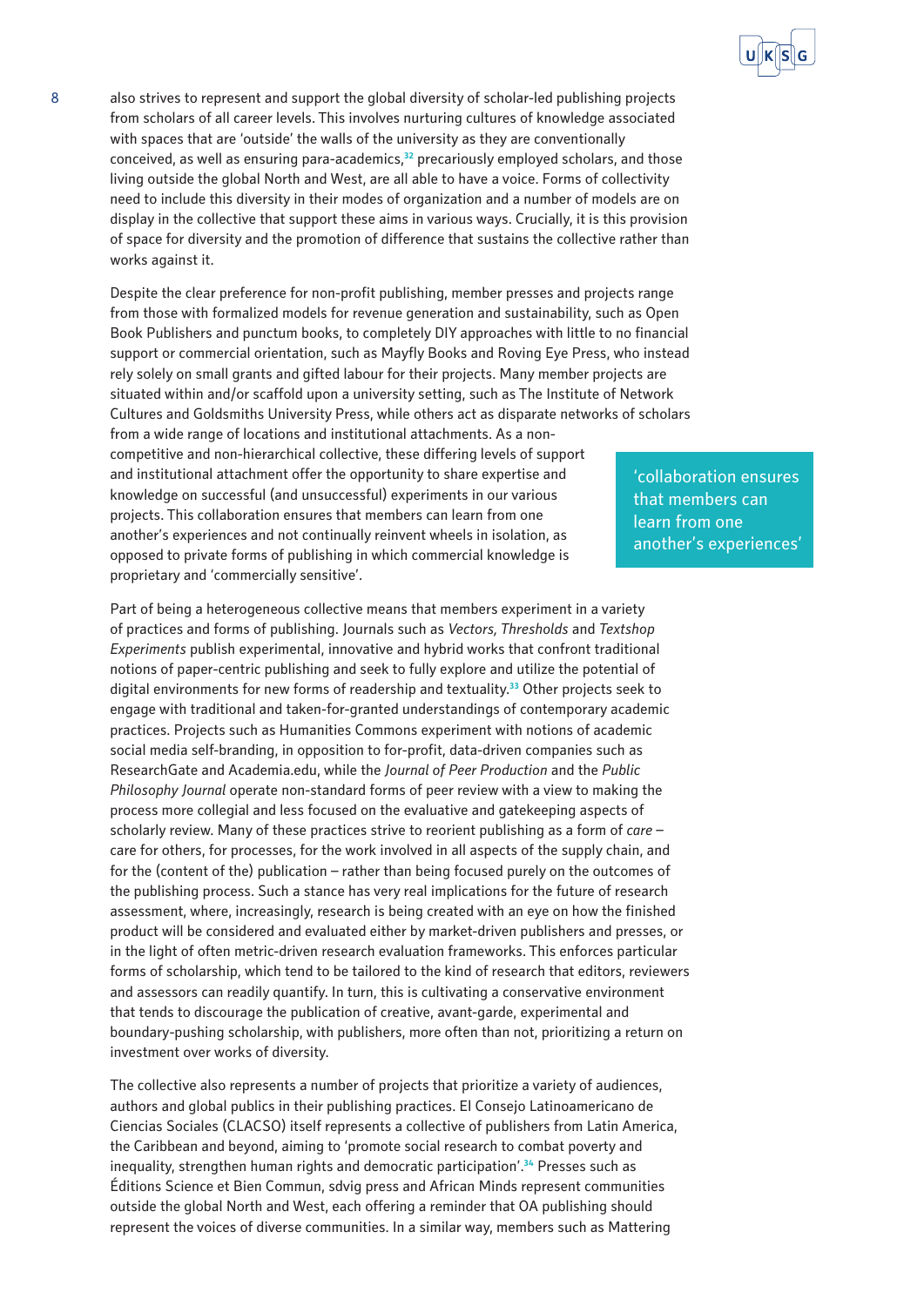also strives to represent and support the global diversity of scholar-led publishing projects from scholars of all career levels. This involves nurturing cultures of knowledge associated with spaces that are 'outside' the walls of the university as they are conventionally conceived, as well as ensuring para-academics,[32] precariously employed scholars, and those living outside the global North and West, are all able to have a voice. Forms of collectivity need to include this diversity in their modes of organization and a number of models are on display in the collective that support these aims in various ways. Crucially, it is this provision of space for diversity and the promotion of difference that sustains the collective rather than works against it.

Despite the clear preference for non-profit publishing, member presses and projects range from those with formalized models for revenue generation and sustainability, such as Open Book Publishers and punctum books, to completely DIY approaches with little to no financial support or commercial orientation, such as Mayfly Books and Roving Eye Press, who instead rely solely on small grants and gifted labour for their projects. Many member projects are situated within and/or scaffold upon a university setting, such as The Institute of Network Cultures and Goldsmiths University Press, while others act as disparate networks of scholars from a wide range of locations and institutional attachments. As a non-competitive and non-hierarchical collective, these differing levels of support and institutional attachment offer the opportunity to share expertise and knowledge on successful (and unsuccessful) experiments in our various projects. This collaboration ensures that members can learn from one another's experiences and not continually reinvent wheels in isolation, as opposed to private forms of publishing in which commercial knowledge is proprietary and 'commercially sensitive'.

> 'collaboration ensures that members can learn from one another's experiences'

Part of being a heterogeneous collective means that members experiment in a variety of practices and forms of publishing. Journals such as *Vectors, Thresholds* and *Textshop Experiments* publish experimental, innovative and hybrid works that confront traditional notions of paper-centric publishing and seek to fully explore and utilize the potential of digital environments for new forms of readership and textuality.[33] Other projects seek to engage with traditional and taken-for-granted understandings of contemporary academic practices. Projects such as Humanities Commons experiment with notions of academic social media self-branding, in opposition to for-profit, data-driven companies such as ResearchGate and Academia.edu, while the *Journal of Peer Production* and the *Public Philosophy Journal* operate non-standard forms of peer review with a view to making the process more collegial and less focused on the evaluative and gatekeeping aspects of scholarly review. Many of these practices strive to reorient publishing as a form of *care* – care for others, for processes, for the work involved in all aspects of the supply chain, and for the (content of the) publication – rather than being focused purely on the outcomes of the publishing process. Such a stance has very real implications for the future of research assessment, where, increasingly, research is being created with an eye on how the finished product will be considered and evaluated either by market-driven publishers and presses, or in the light of often metric-driven research evaluation frameworks. This enforces particular forms of scholarship, which tend to be tailored to the kind of research that editors, reviewers and assessors can readily quantify. In turn, this is cultivating a conservative environment that tends to discourage the publication of creative, avant-garde, experimental and boundary-pushing scholarship, with publishers, more often than not, prioritizing a return on investment over works of diversity.

The collective also represents a number of projects that prioritize a variety of audiences, authors and global publics in their publishing practices. El Consejo Latinoamericano de Ciencias Sociales (CLACSO) itself represents a collective of publishers from Latin America, the Caribbean and beyond, aiming to 'promote social research to combat poverty and inequality, strengthen human rights and democratic participation'.[34] Presses such as Éditions Science et Bien Commun, sdvig press and African Minds represent communities outside the global North and West, each offering a reminder that OA publishing should represent the voices of diverse communities. In a similar way, members such as Mattering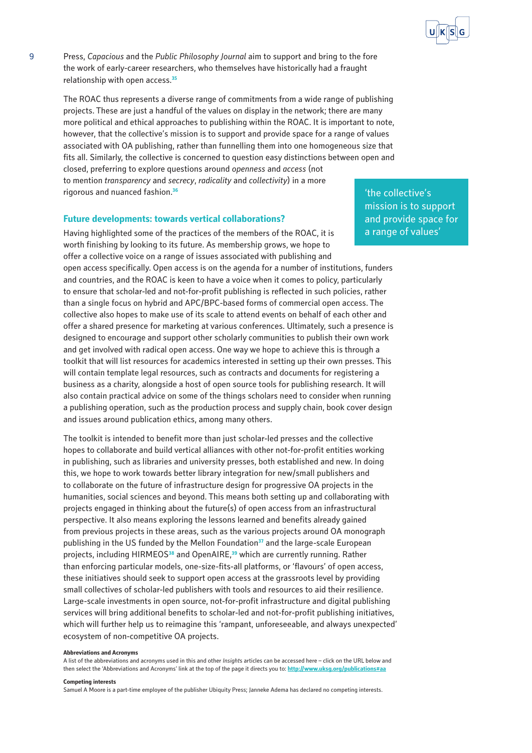Press, *Capacious* and the *Public Philosophy Journal* aim to support and bring to the fore the work of early-career researchers, who themselves have historically had a fraught relationship with open access.[35]

The ROAC thus represents a diverse range of commitments from a wide range of publishing projects. These are just a handful of the values on display in the network; there are many more political and ethical approaches to publishing within the ROAC. It is important to note, however, that the collective's mission is to support and provide space for a range of values associated with OA publishing, rather than funnelling them into one homogeneous size that fits all. Similarly, the collective is concerned to question easy distinctions between open and closed, preferring to explore questions around *openness* and *access* (not to mention *transparency* and *secrecy*, *radicality* and *collectivity*) in a more rigorous and nuanced fashion.[36]

> 'the collective's mission is to support and provide space for a range of values'

## Future developments: towards vertical collaborations?

Having highlighted some of the practices of the members of the ROAC, it is worth finishing by looking to its future. As membership grows, we hope to offer a collective voice on a range of issues associated with publishing and open access specifically. Open access is on the agenda for a number of institutions, funders and countries, and the ROAC is keen to have a voice when it comes to policy, particularly to ensure that scholar-led and not-for-profit publishing is reflected in such policies, rather than a single focus on hybrid and APC/BPC-based forms of commercial open access. The collective also hopes to make use of its scale to attend events on behalf of each other and offer a shared presence for marketing at various conferences. Ultimately, such a presence is designed to encourage and support other scholarly communities to publish their own work and get involved with radical open access. One way we hope to achieve this is through a toolkit that will list resources for academics interested in setting up their own presses. This will contain template legal resources, such as contracts and documents for registering a business as a charity, alongside a host of open source tools for publishing research. It will also contain practical advice on some of the things scholars need to consider when running a publishing operation, such as the production process and supply chain, book cover design and issues around publication ethics, among many others.

The toolkit is intended to benefit more than just scholar-led presses and the collective hopes to collaborate and build vertical alliances with other not-for-profit entities working in publishing, such as libraries and university presses, both established and new. In doing this, we hope to work towards better library integration for new/small publishers and to collaborate on the future of infrastructure design for progressive OA projects in the humanities, social sciences and beyond. This means both setting up and collaborating with projects engaged in thinking about the future(s) of open access from an infrastructural perspective. It also means exploring the lessons learned and benefits already gained from previous projects in these areas, such as the various projects around OA monograph publishing in the US funded by the Mellon Foundation[37] and the large-scale European projects, including HIRMEOS[38] and OpenAIRE,[39] which are currently running. Rather than enforcing particular models, one-size-fits-all platforms, or 'flavours' of open access, these initiatives should seek to support open access at the grassroots level by providing small collectives of scholar-led publishers with tools and resources to aid their resilience. Large-scale investments in open source, not-for-profit infrastructure and digital publishing services will bring additional benefits to scholar-led and not-for-profit publishing initiatives, which will further help us to reimagine this 'rampant, unforeseeable, and always unexpected' ecosystem of non-competitive OA projects.

**Abbreviations and Acronyms**

A list of the abbreviations and acronyms used in this and other *Insights* articles can be accessed here – click on the URL below and then select the 'Abbreviations and Acronyms' link at the top of the page it directs you to: http://www.uksg.org/publications#aa

**Competing interests**

Samuel A Moore is a part-time employee of the publisher Ubiquity Press; Janneke Adema has declared no competing interests.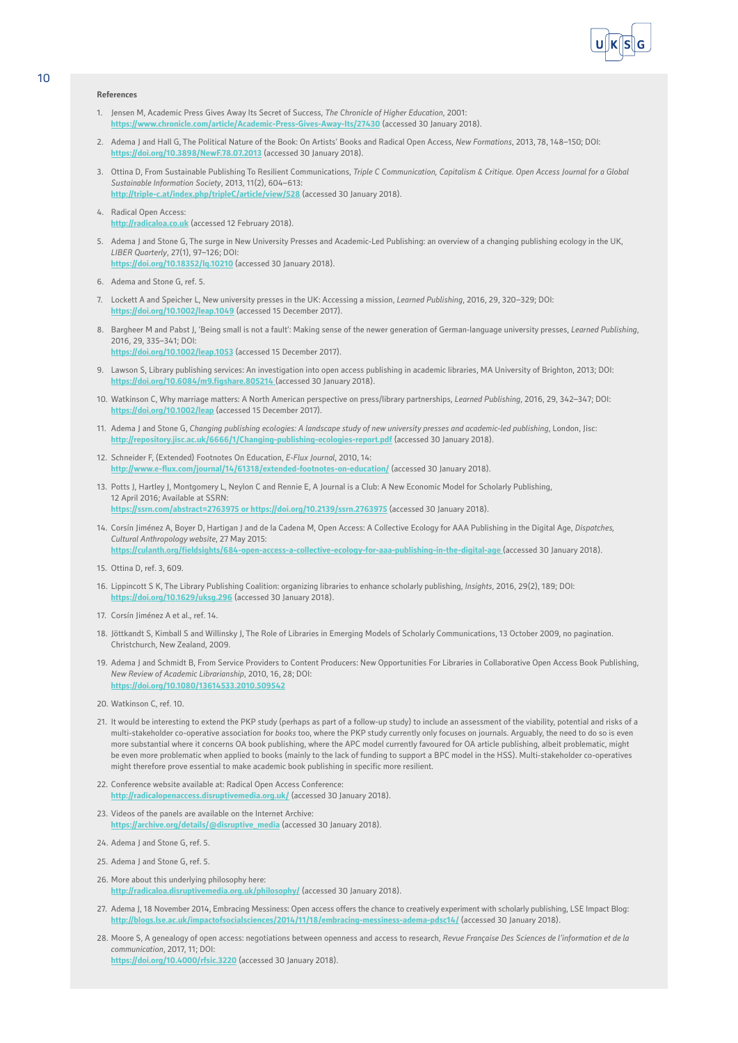## References

1. Jensen M, Academic Press Gives Away Its Secret of Success, *The Chronicle of Higher Education*, 2001: https://www.chronicle.com/article/Academic-Press-Gives-Away-Its/27430 (accessed 30 January 2018).
2. Adema J and Hall G, The Political Nature of the Book: On Artists' Books and Radical Open Access, *New Formations*, 2013, 78, 148–150; DOI: https://doi.org/10.3898/NewF.78.07.2013 (accessed 30 January 2018).
3. Ottina D, From Sustainable Publishing To Resilient Communications, *Triple C Communication, Capitalism & Critique. Open Access Journal for a Global Sustainable Information Society*, 2013, 11(2), 604–613: http://triple-c.at/index.php/tripleC/article/view/528 (accessed 30 January 2018).
4. Radical Open Access: http://radicaloa.co.uk (accessed 12 February 2018).
5. Adema J and Stone G, The surge in New University Presses and Academic-Led Publishing: an overview of a changing publishing ecology in the UK, *LIBER Quarterly*, 27(1), 97–126; DOI: https://doi.org/10.18352/lq.10210 (accessed 30 January 2018).
6. Adema and Stone G, ref. 5.
7. Lockett A and Speicher L, New university presses in the UK: Accessing a mission, *Learned Publishing*, 2016, 29, 320–329; DOI: https://doi.org/10.1002/leap.1049 (accessed 15 December 2017).
8. Bargheer M and Pabst J, 'Being small is not a fault': Making sense of the newer generation of German-language university presses, *Learned Publishing*, 2016, 29, 335–341; DOI: https://doi.org/10.1002/leap.1053 (accessed 15 December 2017).
9. Lawson S, Library publishing services: An investigation into open access publishing in academic libraries, MA University of Brighton, 2013; DOI: https://doi.org/10.6084/m9.figshare.805214 (accessed 30 January 2018).
10. Watkinson C, Why marriage matters: A North American perspective on press/library partnerships, *Learned Publishing*, 2016, 29, 342–347; DOI: https://doi.org/10.1002/leap (accessed 15 December 2017).
11. Adema J and Stone G, *Changing publishing ecologies: A landscape study of new university presses and academic-led publishing*, London, Jisc: http://repository.jisc.ac.uk/6666/1/Changing-publishing-ecologies-report.pdf (accessed 30 January 2018).
12. Schneider F, (Extended) Footnotes On Education, *E-Flux Journal*, 2010, 14: http://www.e-flux.com/journal/14/61318/extended-footnotes-on-education/ (accessed 30 January 2018).
13. Potts J, Hartley J, Montgomery L, Neylon C and Rennie E, A Journal is a Club: A New Economic Model for Scholarly Publishing, 12 April 2016; Available at SSRN: https://ssrn.com/abstract=2763975 or https://doi.org/10.2139/ssrn.2763975 (accessed 30 January 2018).
14. Corsín Jiménez A, Boyer D, Hartigan J and de la Cadena M, Open Access: A Collective Ecology for AAA Publishing in the Digital Age, *Dispatches, Cultural Anthropology website*, 27 May 2015: https://culanth.org/fieldsights/684-open-access-a-collective-ecology-for-aaa-publishing-in-the-digital-age (accessed 30 January 2018).
15. Ottina D, ref. 3, 609.
16. Lippincott S K, The Library Publishing Coalition: organizing libraries to enhance scholarly publishing, *Insights*, 2016, 29(2), 189; DOI: https://doi.org/10.1629/uksg.296 (accessed 30 January 2018).
17. Corsín Jiménez A et al., ref. 14.
18. Jöttkandt S, Kimball S and Willinsky J, The Role of Libraries in Emerging Models of Scholarly Communications, 13 October 2009, no pagination. Christchurch, New Zealand, 2009.
19. Adema J and Schmidt B, From Service Providers to Content Producers: New Opportunities For Libraries in Collaborative Open Access Book Publishing, *New Review of Academic Librarianship*, 2010, 16, 28; DOI: https://doi.org/10.1080/13614533.2010.509542
20. Watkinson C, ref. 10.
21. It would be interesting to extend the PKP study (perhaps as part of a follow-up study) to include an assessment of the viability, potential and risks of a multi-stakeholder co-operative association for *books* too, where the PKP study currently only focuses on journals. Arguably, the need to do so is even more substantial where it concerns OA book publishing, where the APC model currently favoured for OA article publishing, albeit problematic, might be even more problematic when applied to books (mainly to the lack of funding to support a BPC model in the HSS). Multi-stakeholder co-operatives might therefore prove essential to make academic book publishing in specific more resilient.
22. Conference website available at: Radical Open Access Conference: http://radicalopenaccess.disruptivemedia.org.uk/ (accessed 30 January 2018).
23. Videos of the panels are available on the Internet Archive: https://archive.org/details/@disruptive_media (accessed 30 January 2018).
24. Adema J and Stone G, ref. 5.
25. Adema J and Stone G, ref. 5.
26. More about this underlying philosophy here: http://radicaloa.disruptivemedia.org.uk/philosophy/ (accessed 30 January 2018).
27. Adema J, 18 November 2014, Embracing Messiness: Open access offers the chance to creatively experiment with scholarly publishing, LSE Impact Blog: http://blogs.lse.ac.uk/impactofsocialsciences/2014/11/18/embracing-messiness-adema-pdsc14/ (accessed 30 January 2018).
28. Moore S, A genealogy of open access: negotiations between openness and access to research, *Revue Française Des Sciences de l'information et de la communication*, 2017, 11; DOI: https://doi.org/10.4000/rfsic.3220 (accessed 30 January 2018).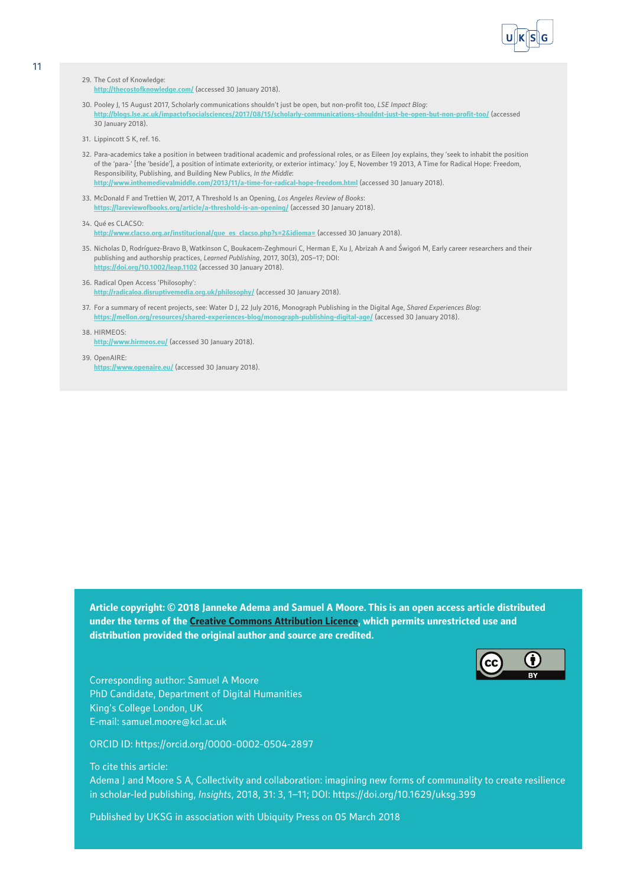29. The Cost of Knowledge:
    http://thecostofknowledge.com/ (accessed 30 January 2018).

30. Pooley J, 15 August 2017, Scholarly communications shouldn't just be open, but non-profit too, *LSE Impact Blog*:
    http://blogs.lse.ac.uk/impactofsocialsciences/2017/08/15/scholarly-communications-shouldnt-just-be-open-but-non-profit-too/ (accessed 30 January 2018).

31. Lippincott S K, ref. 16.

32. Para-academics take a position in between traditional academic and professional roles, or as Eileen Joy explains, they 'seek to inhabit the position of the 'para-' [the 'beside'], a position of intimate exteriority, or exterior intimacy.' Joy E, November 19 2013, A Time for Radical Hope: Freedom, Responsibility, Publishing, and Building New Publics, *In the Middle*:
    http://www.inthemedievalmiddle.com/2013/11/a-time-for-radical-hope-freedom.html (accessed 30 January 2018).

33. McDonald F and Trettien W, 2017, A Threshold Is an Opening, *Los Angeles Review of Books*:
    https://lareviewofbooks.org/article/a-threshold-is-an-opening/ (accessed 30 January 2018).

34. Qué es CLACSO:
    http://www.clacso.org.ar/institucional/que_es_clacso.php?s=2&idioma= (accessed 30 January 2018).

35. Nicholas D, Rodríguez-Bravo B, Watkinson C, Boukacem-Zeghmouri C, Herman E, Xu J, Abrizah A and Świgoń M, Early career researchers and their publishing and authorship practices, *Learned Publishing*, 2017, 30(3), 205–17; DOI:
    https://doi.org/10.1002/leap.1102 (accessed 30 January 2018).

36. Radical Open Access 'Philosophy':
    http://radicaloa.disruptivemedia.org.uk/philosophy/ (accessed 30 January 2018).

37. For a summary of recent projects, see: Water D J, 22 July 2016, Monograph Publishing in the Digital Age, *Shared Experiences Blog*:
    https://mellon.org/resources/shared-experiences-blog/monograph-publishing-digital-age/ (accessed 30 January 2018).

38. HIRMEOS:
    http://www.hirmeos.eu/ (accessed 30 January 2018).

39. OpenAIRE:
    https://www.openaire.eu/ (accessed 30 January 2018).

**Article copyright: © 2018 Janneke Adema and Samuel A Moore. This is an open access article distributed under the terms of the Creative Commons Attribution Licence, which permits unrestricted use and distribution provided the original author and source are credited.**

Corresponding author: Samuel A Moore
PhD Candidate, Department of Digital Humanities
King's College London, UK
E-mail: samuel.moore@kcl.ac.uk

ORCID ID: https://orcid.org/0000-0002-0504-2897

To cite this article:
Adema J and Moore S A, Collectivity and collaboration: imagining new forms of communality to create resilience in scholar-led publishing, *Insights*, 2018, 31: 3, 1–11; DOI: https://doi.org/10.1629/uksg.399

Published by UKSG in association with Ubiquity Press on 05 March 2018